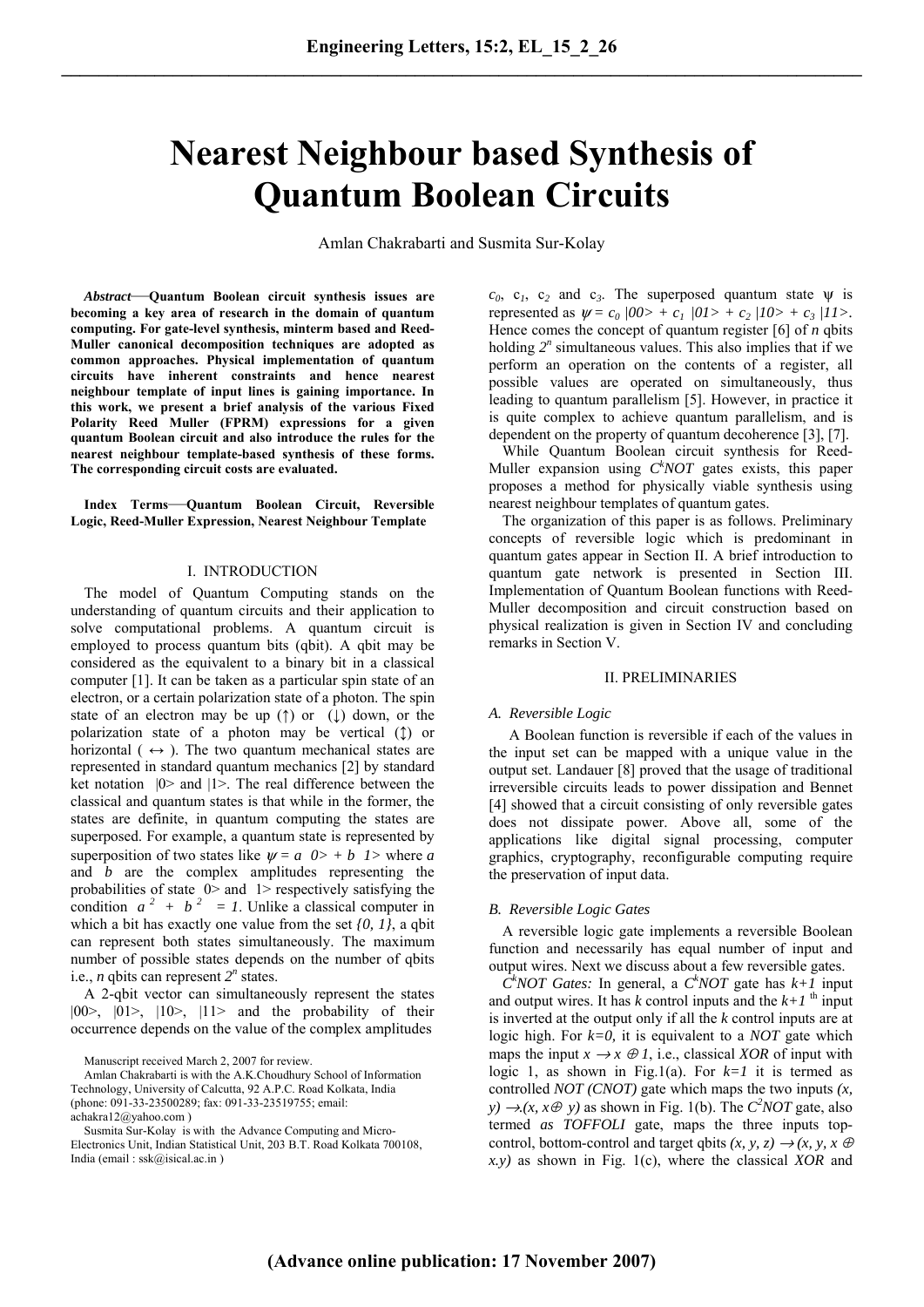# Nearest Neighbour based Synthesis of Quantum Boolean Circuits

Amlan Chakrabarti and Susmita Sur-Kolay

***Abstract*—Quantum Boolean circuit synthesis issues are becoming a key area of research in the domain of quantum computing. For gate-level synthesis, minterm based and Reed-Muller canonical decomposition techniques are adopted as common approaches. Physical implementation of quantum circuits have inherent constraints and hence nearest neighbour template of input lines is gaining importance. In this work, we present a brief analysis of the various Fixed Polarity Reed Muller (FPRM) expressions for a given quantum Boolean circuit and also introduce the rules for the nearest neighbour template-based synthesis of these forms. The corresponding circuit costs are evaluated.**

**Index Terms—Quantum Boolean Circuit, Reversible Logic, Reed-Muller Expression, Nearest Neighbour Template**

## I. INTRODUCTION

The model of Quantum Computing stands on the understanding of quantum circuits and their application to solve computational problems. A quantum circuit is employed to process quantum bits (qbit). A qbit may be considered as the equivalent to a binary bit in a classical computer [1]. It can be taken as a particular spin state of an electron, or a certain polarization state of a photon. The spin state of an electron may be up (↑) or (↓) down, or the polarization state of a photon may be vertical (↕) or horizontal (↔). The two quantum mechanical states are represented in standard quantum mechanics [2] by standard ket notation |0> and |1>. The real difference between the classical and quantum states is that while in the former, the states are definite, in quantum computing the states are superposed. For example, a quantum state is represented by superposition of two states like $\psi = a\ 0> + b\ 1>$ where $a$ and $b$ are the complex amplitudes representing the probabilities of state 0> and 1> respectively satisfying the condition $a^2 + b^2 = 1$. Unlike a classical computer in which a bit has exactly one value from the set $\{0, 1\}$, a qbit can represent both states simultaneously. The maximum number of possible states depends on the number of qbits i.e., $n$ qbits can represent $2^n$ states.

A 2-qbit vector can simultaneously represent the states |00>, |01>, |10>, |11> and the probability of their occurrence depends on the value of the complex amplitudes $c_0$, $c_1$, $c_2$ and $c_3$. The superposed quantum state ψ is represented as $\psi = c_0\,|00> + c_1\,|01> + c_2\,|10> + c_3\,|11>$. Hence comes the concept of quantum register [6] of $n$ qbits holding $2^n$ simultaneous values. This also implies that if we perform an operation on the contents of a register, all possible values are operated on simultaneously, thus leading to quantum parallelism [5]. However, in practice it is quite complex to achieve quantum parallelism, and is dependent on the property of quantum decoherence [3], [7].

While Quantum Boolean circuit synthesis for Reed-Muller expansion using $C^kNOT$ gates exists, this paper proposes a method for physically viable synthesis using nearest neighbour templates of quantum gates.

The organization of this paper is as follows. Preliminary concepts of reversible logic which is predominant in quantum gates appear in Section II. A brief introduction to quantum gate network is presented in Section III. Implementation of Quantum Boolean functions with Reed-Muller decomposition and circuit construction based on physical realization is given in Section IV and concluding remarks in Section V.

## II. PRELIMINARIES

### *A. Reversible Logic*

A Boolean function is reversible if each of the values in the input set can be mapped with a unique value in the output set. Landauer [8] proved that the usage of traditional irreversible circuits leads to power dissipation and Bennet [4] showed that a circuit consisting of only reversible gates does not dissipate power. Above all, some of the applications like digital signal processing, computer graphics, cryptography, reconfigurable computing require the preservation of input data.

### *B. Reversible Logic Gates*

A reversible logic gate implements a reversible Boolean function and necessarily has equal number of input and output wires. Next we discuss about a few reversible gates.

*$C^kNOT$ Gates:* In general, a $C^kNOT$ gate has $k+1$ input and output wires. It has $k$ control inputs and the $k+1$ th input is inverted at the output only if all the $k$ control inputs are at logic high. For $k=0$, it is equivalent to a *NOT* gate which maps the input $x \rightarrow x \oplus 1$, i.e., classical *XOR* of input with logic 1, as shown in Fig.1(a). For $k=1$ it is termed as controlled *NOT (CNOT)* gate which maps the two inputs $(x, y) \rightarrow (x, x \oplus y)$ as shown in Fig. 1(b). The $C^2NOT$ gate, also termed *as TOFFOLI* gate, maps the three inputs top-control, bottom-control and target qbits $(x, y, z) \rightarrow (x, y, x \oplus x.y)$ as shown in Fig. 1(c), where the classical *XOR* and

---

Manuscript received March 2, 2007 for review.

Amlan Chakrabarti is with the A.K.Choudhury School of Information Technology, University of Calcutta, 92 A.P.C. Road Kolkata, India (phone: 091-33-23500289; fax: 091-33-23519755; email: achakra12@yahoo.com )

Susmita Sur-Kolay is with the Advance Computing and Micro-Electronics Unit, Indian Statistical Unit, 203 B.T. Road Kolkata 700108, India (email : ssk@isical.ac.in )

**(Advance online publication: 17 November 2007)**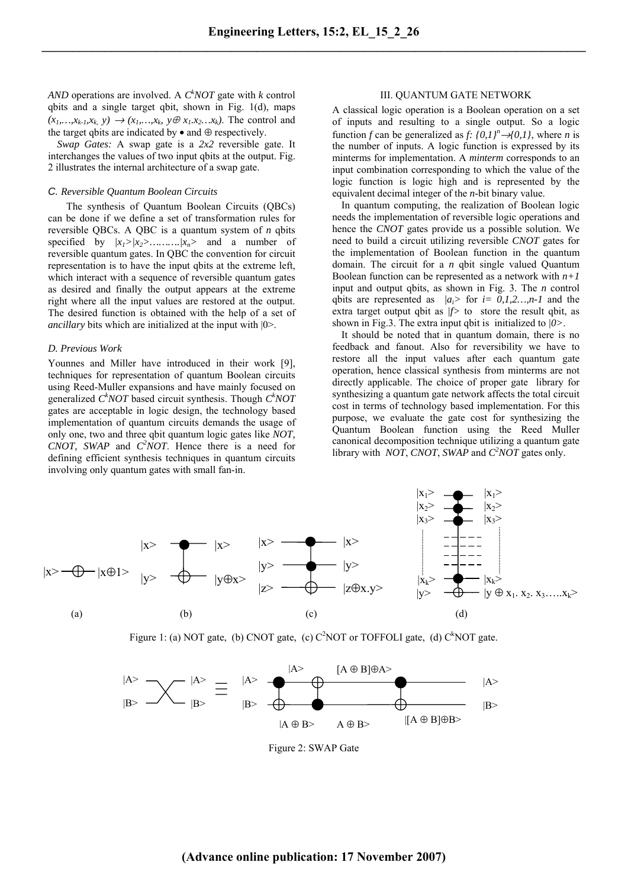*AND* operations are involved. A $C^kNOT$ gate with $k$ control qbits and a single target qbit, shown in Fig. 1(d), maps $(x_1,\ldots,x_{k-1},x_k, y) \rightarrow (x_1,\ldots,x_k, y\oplus x_1.x_2\ldots x_k)$. The control and the target qbits are indicated by $\bullet$ and $\oplus$ respectively.

*Swap Gates:* A swap gate is a *2x2* reversible gate. It interchanges the values of two input qbits at the output. Fig. 2 illustrates the internal architecture of a swap gate.

### *C. Reversible Quantum Boolean Circuits*

The synthesis of Quantum Boolean Circuits (QBCs) can be done if we define a set of transformation rules for reversible QBCs. A QBC is a quantum system of $n$ qbits specified by $|x_1>|x_2>\ldots\ldots|x_n>$ and a number of reversible quantum gates. In QBC the convention for circuit representation is to have the input qbits at the extreme left, which interact with a sequence of reversible quantum gates as desired and finally the output appears at the extreme right where all the input values are restored at the output. The desired function is obtained with the help of a set of *ancillary* bits which are initialized at the input with $|0>$.

### *D. Previous Work*

Younnes and Miller have introduced in their work [9], techniques for representation of quantum Boolean circuits using Reed-Muller expansions and have mainly focused on generalized $C^kNOT$ based circuit synthesis. Though $C^kNOT$ gates are acceptable in logic design, the technology based implementation of quantum circuits demands the usage of only one, two and three qbit quantum logic gates like *NOT, CNOT, SWAP* and $C^2NOT$. Hence there is a need for defining efficient synthesis techniques in quantum circuits involving only quantum gates with small fan-in.

## III. QUANTUM GATE NETWORK

A classical logic operation is a Boolean operation on a set of inputs and resulting to a single output. So a logic function $f$ can be generalized as $f: \{0,1\}^n \rightarrow \{0,1\}$, where $n$ is the number of inputs. A logic function is expressed by its minterms for implementation. A *minterm* corresponds to an input combination corresponding to which the value of the logic function is logic high and is represented by the equivalent decimal integer of the $n$-bit binary value.

In quantum computing, the realization of Boolean logic needs the implementation of reversible logic operations and hence the *CNOT* gates provide us a possible solution. We need to build a circuit utilizing reversible *CNOT* gates for the implementation of Boolean function in the quantum domain. The circuit for a $n$ qbit single valued Quantum Boolean function can be represented as a network with $n+1$ input and output qbits, as shown in Fig. 3. The $n$ control qbits are represented as $|a_i>$ for $i= 0,1,2\ldots,n-1$ and the extra target output qbit as $|f>$ to store the result qbit, as shown in Fig.3. The extra input qbit is initialized to $|0>$.

It should be noted that in quantum domain, there is no feedback and fanout. Also for reversibility we have to restore all the input values after each quantum gate operation, hence classical synthesis from minterms are not directly applicable. The choice of proper gate library for synthesizing a quantum gate network affects the total circuit cost in terms of technology based implementation. For this purpose, we evaluate the gate cost for synthesizing the Quantum Boolean function using the Reed Muller canonical decomposition technique utilizing a quantum gate library with *NOT*, *CNOT*, *SWAP* and $C^2NOT$ gates only.

Figure 1: (a) NOT gate, (b) CNOT gate, (c) $C^2NOT$ or TOFFOLI gate, (d) $C^kNOT$ gate.

Figure 2: SWAP Gate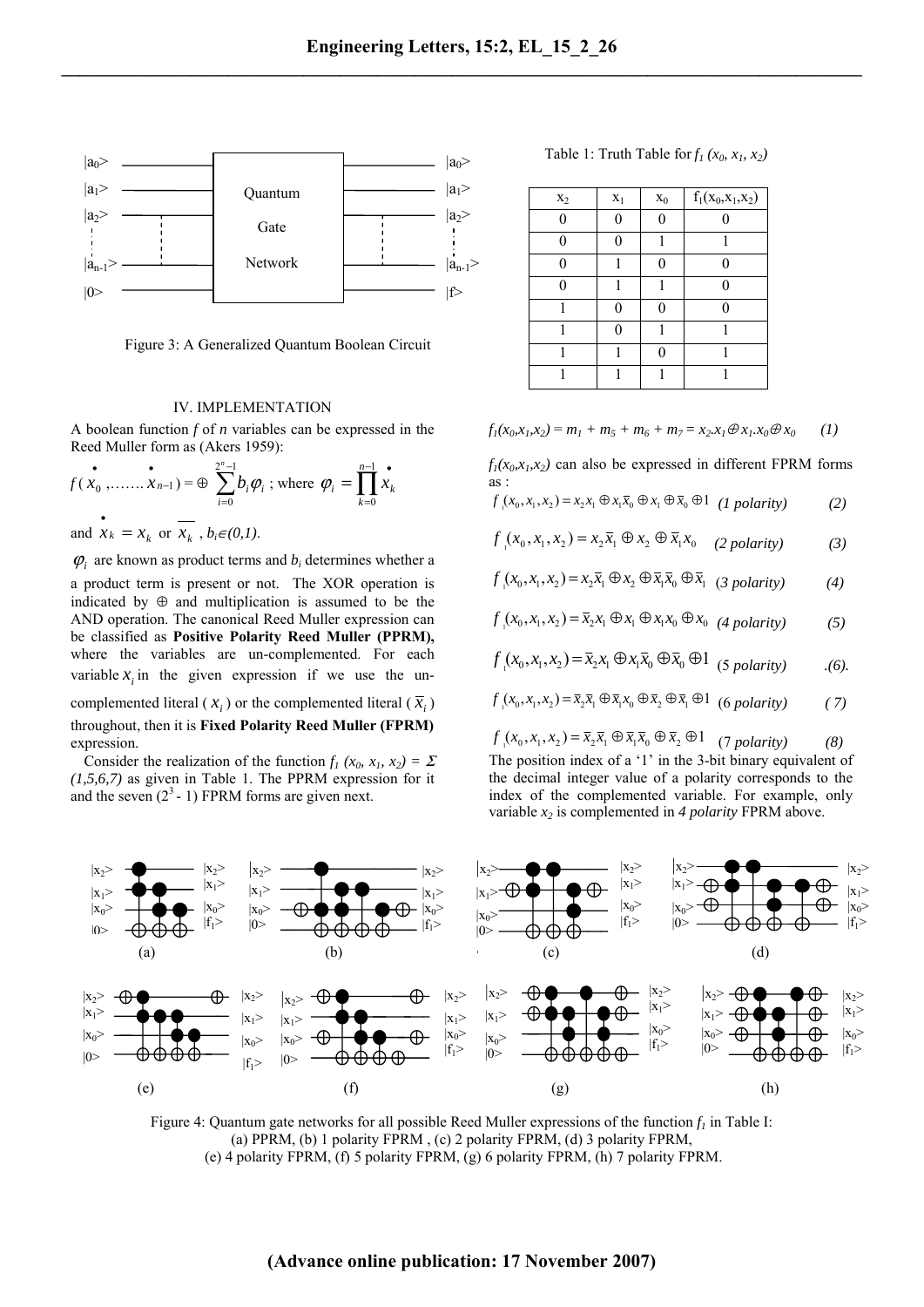Figure 3: A Generalized Quantum Boolean Circuit

## IV. IMPLEMENTATION

A boolean function $f$ of $n$ variables can be expressed in the Reed Muller form as (Akers 1959):

$$f(\dot{x}_0, \ldots\ldots, \dot{x}_{n-1}) = \oplus \sum_{i=0}^{2^n-1} b_i \varphi_i \text{ ; where } \varphi_i = \prod_{k=0}^{n-1} \dot{x}_k$$

and $\dot{x}_k = x_k$ or $\overline{x_k}$ , $b_i \in (0,1)$.

$\varphi_i$ are known as product terms and $b_i$ determines whether a a product term is present or not. The XOR operation is indicated by ⊕ and multiplication is assumed to be the AND operation. The canonical Reed Muller expression can be classified as **Positive Polarity Reed Muller (PPRM),** where the variables are un-complemented. For each variable $x_i$ in the given expression if we use the un-complemented literal ( $x_i$ ) or the complemented literal ( $\overline{x}_i$ ) throughout, then it is **Fixed Polarity Reed Muller (FPRM)** expression.

Consider the realization of the function $f_1 (x_0, x_1, x_2) = \Sigma (1,5,6,7)$ as given in Table 1. The PPRM expression for it and the seven ($2^3$ - 1) FPRM forms are given next.

Table 1: Truth Table for $f_1 (x_0, x_1, x_2)$

| $x_2$ | $x_1$ | $x_0$ | $f_1(x_0,x_1,x_2)$ |
|---|---|---|---|
| 0 | 0 | 0 | 0 |
| 0 | 0 | 1 | 1 |
| 0 | 1 | 0 | 0 |
| 0 | 1 | 1 | 0 |
| 1 | 0 | 0 | 0 |
| 1 | 0 | 1 | 1 |
| 1 | 1 | 0 | 1 |
| 1 | 1 | 1 | 1 |

$$f_1(x_0,x_1,x_2) = m_1 + m_5 + m_6 + m_7 = x_2.x_1 \oplus x_1.x_0 \oplus x_0 \quad (1)$$

$f_1(x_0,x_1,x_2)$ can also be expressed in different FPRM forms as :

$$f_1(x_0,x_1,x_2) = x_2 x_1 \oplus x_1 \overline{x}_0 \oplus x_1 \oplus \overline{x}_0 \oplus 1 \quad \textit{(1 polarity)} \qquad (2)$$

$$f_1(x_0,x_1,x_2) = x_2 \overline{x}_1 \oplus x_2 \oplus \overline{x}_1 x_0 \quad \textit{(2 polarity)} \qquad (3)$$

$$f_1(x_0,x_1,x_2) = x_2 \overline{x}_1 \oplus x_2 \oplus \overline{x}_1 \overline{x}_0 \oplus \overline{x}_1 \quad \textit{(3 polarity)} \qquad (4)$$

$$f_1(x_0,x_1,x_2) = \overline{x}_2 x_1 \oplus x_1 \oplus x_1 x_0 \oplus x_0 \quad \textit{(4 polarity)} \qquad (5)$$

$$f_1(x_0,x_1,x_2) = \overline{x}_2 x_1 \oplus x_1 \overline{x}_0 \oplus \overline{x}_0 \oplus 1 \quad \textit{(5 polarity)} \qquad .(6).$$

$$f_1(x_0,x_1,x_2) = \overline{x}_2 \overline{x}_1 \oplus \overline{x}_1 x_0 \oplus \overline{x}_2 \oplus \overline{x}_1 \oplus 1 \quad \textit{(6 polarity)} \qquad (7)$$

$$f_1(x_0,x_1,x_2) = \overline{x}_2 \overline{x}_1 \oplus \overline{x}_1 \overline{x}_0 \oplus \overline{x}_2 \oplus 1 \quad \textit{(7 polarity)} \qquad (8)$$

The position index of a '1' in the 3-bit binary equivalent of the decimal integer value of a polarity corresponds to the index of the complemented variable. For example, only variable $x_2$ is complemented in *4 polarity* FPRM above.

Figure 4: Quantum gate networks for all possible Reed Muller expressions of the function $f_1$ in Table I: (a) PPRM, (b) 1 polarity FPRM , (c) 2 polarity FPRM, (d) 3 polarity FPRM, (e) 4 polarity FPRM, (f) 5 polarity FPRM, (g) 6 polarity FPRM, (h) 7 polarity FPRM.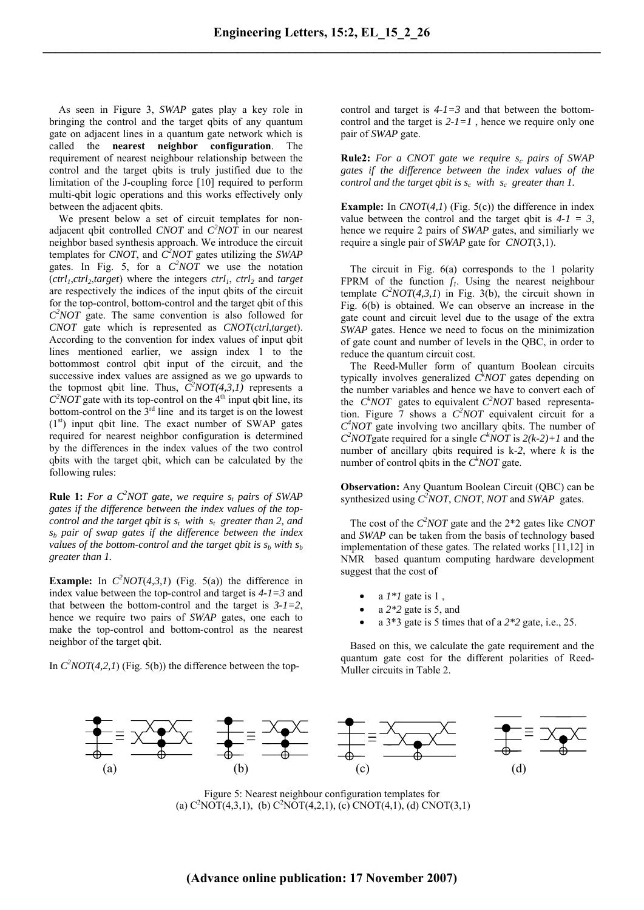As seen in Figure 3, *SWAP* gates play a key role in bringing the control and the target qbits of any quantum gate on adjacent lines in a quantum gate network which is called the **nearest neighbor configuration**. The requirement of nearest neighbour relationship between the control and the target qbits is truly justified due to the limitation of the J-coupling force [10] required to perform multi-qbit logic operations and this works effectively only between the adjacent qbits.

We present below a set of circuit templates for non-adjacent qbit controlled *CNOT* and $C^2NOT$ in our nearest neighbor based synthesis approach. We introduce the circuit templates for *CNOT*, and $C^2NOT$ gates utilizing the *SWAP* gates. In Fig. 5, for a $C^2NOT$ we use the notation ($ctrl_1$,$ctrl_2$,*target*) where the integers $ctrl_1$, $ctrl_2$ and *target* are respectively the indices of the input qbits of the circuit for the top-control, bottom-control and the target qbit of this $C^2NOT$ gate. The same convention is also followed for *CNOT* gate which is represented as *CNOT*(*ctrl*,*target*). According to the convention for index values of input qbit lines mentioned earlier, we assign index 1 to the bottommost control qbit input of the circuit, and the successive index values are assigned as we go upwards to the topmost qbit line. Thus, $C^2NOT(4,3,1)$ represents a $C^2NOT$ gate with its top-control on the 4th input qbit line, its bottom-control on the 3rd line and its target is on the lowest (1st) input qbit line. The exact number of SWAP gates required for nearest neighbor configuration is determined by the differences in the index values of the two control qbits with the target qbit, which can be calculated by the following rules:

**Rule 1:** *For a $C^2NOT$ gate, we require $s_t$ pairs of SWAP gates if the difference between the index values of the top-control and the target qbit is $s_t$ with $s_t$ greater than 2, and $s_b$ pair of swap gates if the difference between the index values of the bottom-control and the target qbit is $s_b$ with $s_b$ greater than 1.*

**Example:** In $C^2NOT(4,3,1)$ (Fig. 5(a)) the difference in index value between the top-control and target is $4\text{-}1=3$ and that between the bottom-control and the target is $3\text{-}1=2$, hence we require two pairs of *SWAP* gates, one each to make the top-control and bottom-control as the nearest neighbor of the target qbit.

In $C^2NOT(4,2,1)$ (Fig. 5(b)) the difference between the top-control and target is $4\text{-}1=3$ and that between the bottom-control and the target is $2\text{-}1=1$ , hence we require only one pair of *SWAP* gate.

**Rule2:** *For a CNOT gate we require $s_c$ pairs of SWAP gates if the difference between the index values of the control and the target qbit is $s_c$ with $s_c$ greater than 1.*

**Example:** In *CNOT*(*4,1*) (Fig. 5(c)) the difference in index value between the control and the target qbit is $4\text{-}1 = 3$, hence we require 2 pairs of *SWAP* gates, and similiarly we require a single pair of *SWAP* gate for *CNOT*(3,1).

The circuit in Fig. 6(a) corresponds to the 1 polarity FPRM of the function $f_1$. Using the nearest neighbour template $C^2NOT(4,3,1)$ in Fig. 3(b), the circuit shown in Fig. 6(b) is obtained. We can observe an increase in the gate count and circuit level due to the usage of the extra *SWAP* gates. Hence we need to focus on the minimization of gate count and number of levels in the QBC, in order to reduce the quantum circuit cost.

The Reed-Muller form of quantum Boolean circuits typically involves generalized $C^kNOT$ gates depending on the number variables and hence we have to convert each of the $C^kNOT$ gates to equivalent $C^2NOT$ based representation. Figure 7 shows a $C^2NOT$ equivalent circuit for a $C^4NOT$ gate involving two ancillary qbits. The number of $C^2NOT$gate required for a single $C^kNOT$ is $2(k\text{-}2)+1$ and the number of ancillary qbits required is k-*2*, where *k* is the number of control qbits in the $C^kNOT$ gate.

**Observation:** Any Quantum Boolean Circuit (QBC) can be synthesized using $C^2NOT$, *CNOT*, *NOT* and *SWAP* gates.

The cost of the $C^2NOT$ gate and the 2*2 gates like *CNOT* and *SWAP* can be taken from the basis of technology based implementation of these gates. The related works [11,12] in NMR based quantum computing hardware development suggest that the cost of

- a *1*1* gate is 1 ,
- a *2*2* gate is 5, and
- a 3*3 gate is 5 times that of a *2*2* gate, i.e., 25.

Based on this, we calculate the gate requirement and the quantum gate cost for the different polarities of Reed-Muller circuits in Table 2.

Figure 5: Nearest neighbour configuration templates for (a) $C^2NOT(4,3,1)$, (b) $C^2NOT(4,2,1)$, (c) CNOT(4,1), (d) CNOT(3,1)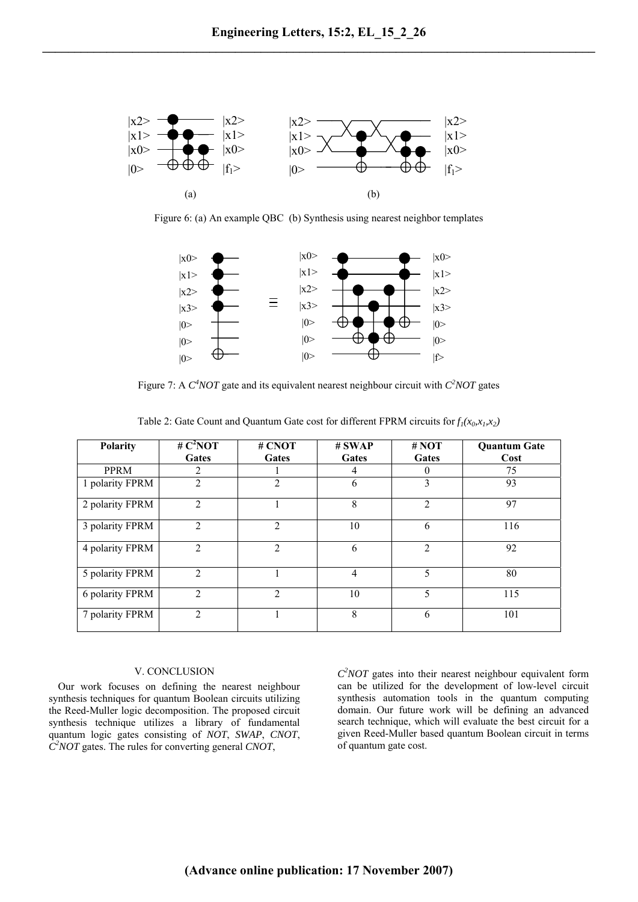Figure 6: (a) An example QBC (b) Synthesis using nearest neighbor templates

Figure 7: A $C^4NOT$ gate and its equivalent nearest neighbour circuit with $C^2NOT$ gates

Table 2: Gate Count and Quantum Gate cost for different FPRM circuits for $f_1(x_0,x_1,x_2)$

| Polarity | # $C^2$NOT Gates | # CNOT Gates | # SWAP Gates | # NOT Gates | Quantum Gate Cost |
|---|---|---|---|---|---|
| PPRM | 2 | 1 | 4 | 0 | 75 |
| 1 polarity FPRM | 2 | 2 | 6 | 3 | 93 |
| 2 polarity FPRM | 2 | 1 | 8 | 2 | 97 |
| 3 polarity FPRM | 2 | 2 | 10 | 6 | 116 |
| 4 polarity FPRM | 2 | 2 | 6 | 2 | 92 |
| 5 polarity FPRM | 2 | 1 | 4 | 5 | 80 |
| 6 polarity FPRM | 2 | 2 | 10 | 5 | 115 |
| 7 polarity FPRM | 2 | 1 | 8 | 6 | 101 |

## V. CONCLUSION

Our work focuses on defining the nearest neighbour synthesis techniques for quantum Boolean circuits utilizing the Reed-Muller logic decomposition. The proposed circuit synthesis technique utilizes a library of fundamental quantum logic gates consisting of *NOT*, *SWAP*, *CNOT*, $C^2NOT$ gates. The rules for converting general *CNOT*, $C^2NOT$ gates into their nearest neighbour equivalent form can be utilized for the development of low-level circuit synthesis automation tools in the quantum computing domain. Our future work will be defining an advanced search technique, which will evaluate the best circuit for a given Reed-Muller based quantum Boolean circuit in terms of quantum gate cost.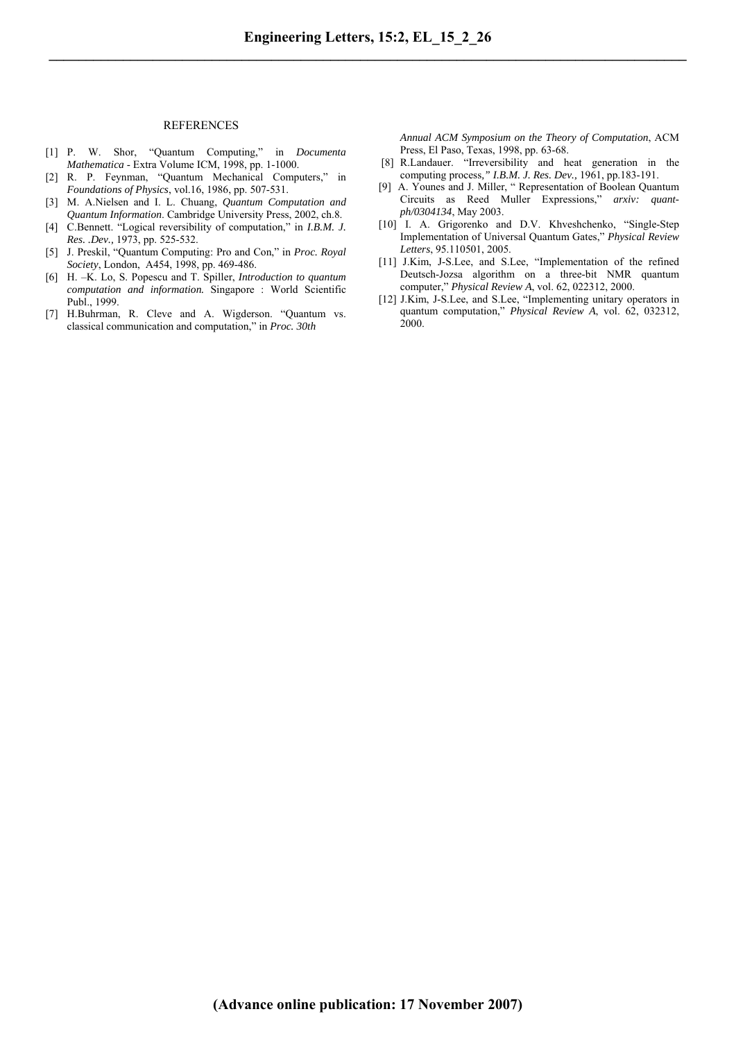## REFERENCES

[1] P. W. Shor, "Quantum Computing," in *Documenta Mathematica* - Extra Volume ICM, 1998, pp. 1-1000.

[2] R. P. Feynman, "Quantum Mechanical Computers," in *Foundations of Physics*, vol.16, 1986, pp. 507-531.

[3] M. A.Nielsen and I. L. Chuang, *Quantum Computation and Quantum Information*. Cambridge University Press, 2002, ch.8.

[4] C.Bennett. "Logical reversibility of computation," in *I.B.M. J. Res. .Dev.,* 1973, pp. 525-532.

[5] J. Preskil, "Quantum Computing: Pro and Con," in *Proc. Royal Society*, London, A454, 1998, pp. 469-486.

[6] H. –K. Lo, S. Popescu and T. Spiller, *Introduction to quantum computation and information.* Singapore : World Scientific Publ., 1999.

[7] H.Buhrman, R. Cleve and A. Wigderson. "Quantum vs. classical communication and computation," in *Proc. 30th Annual ACM Symposium on the Theory of Computation*, ACM Press, El Paso, Texas, 1998, pp. 63-68.

[8] R.Landauer. "Irreversibility and heat generation in the computing process," *I.B.M. J. Res. Dev.,* 1961, pp.183-191.

[9] A. Younes and J. Miller, " Representation of Boolean Quantum Circuits as Reed Muller Expressions," *arxiv: quant-ph/0304134*, May 2003.

[10] I. A. Grigorenko and D.V. Khveshchenko, "Single-Step Implementation of Universal Quantum Gates," *Physical Review Letters*, 95.110501, 2005.

[11] J.Kim, J-S.Lee, and S.Lee, "Implementation of the refined Deutsch-Jozsa algorithm on a three-bit NMR quantum computer," *Physical Review A*, vol. 62, 022312, 2000.

[12] J.Kim, J-S.Lee, and S.Lee, "Implementing unitary operators in quantum computation," *Physical Review A*, vol. 62, 032312, 2000.